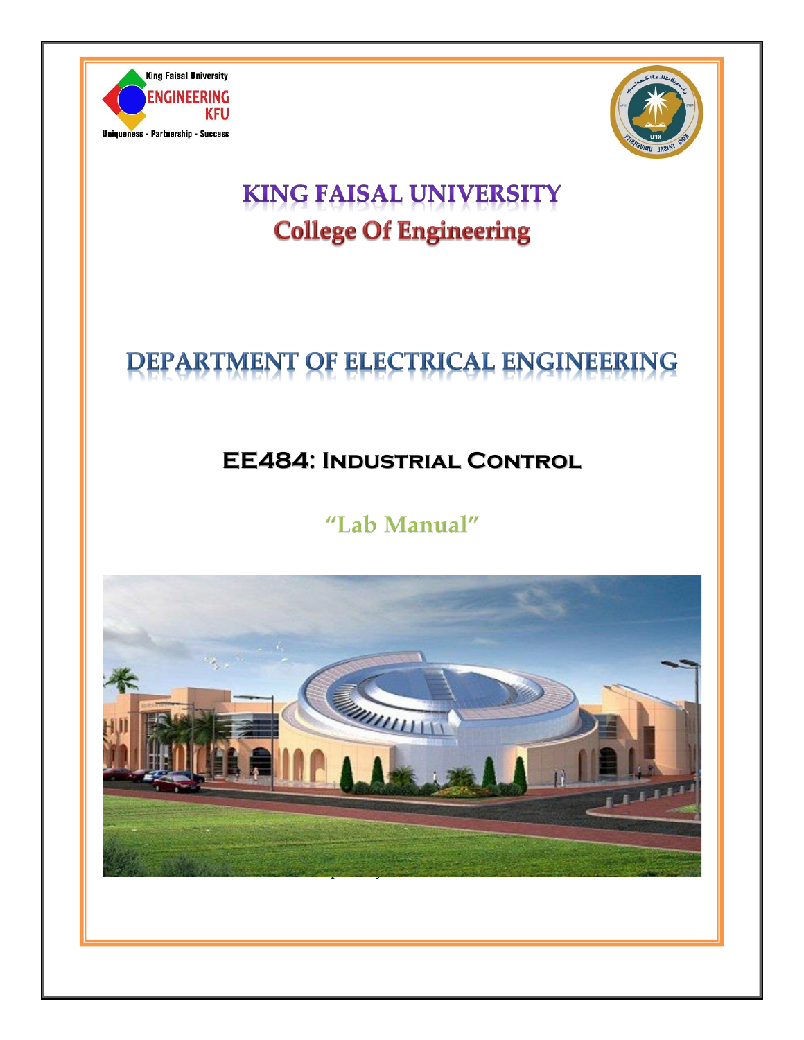King Faisal University
ENGINEERING
KFU
Uniqueness - Partnership - Success

# KING FAISAL UNIVERSITY
## College Of Engineering

# DEPARTMENT OF ELECTRICAL ENGINEERING

## EE484: Industrial Control

### "Lab Manual"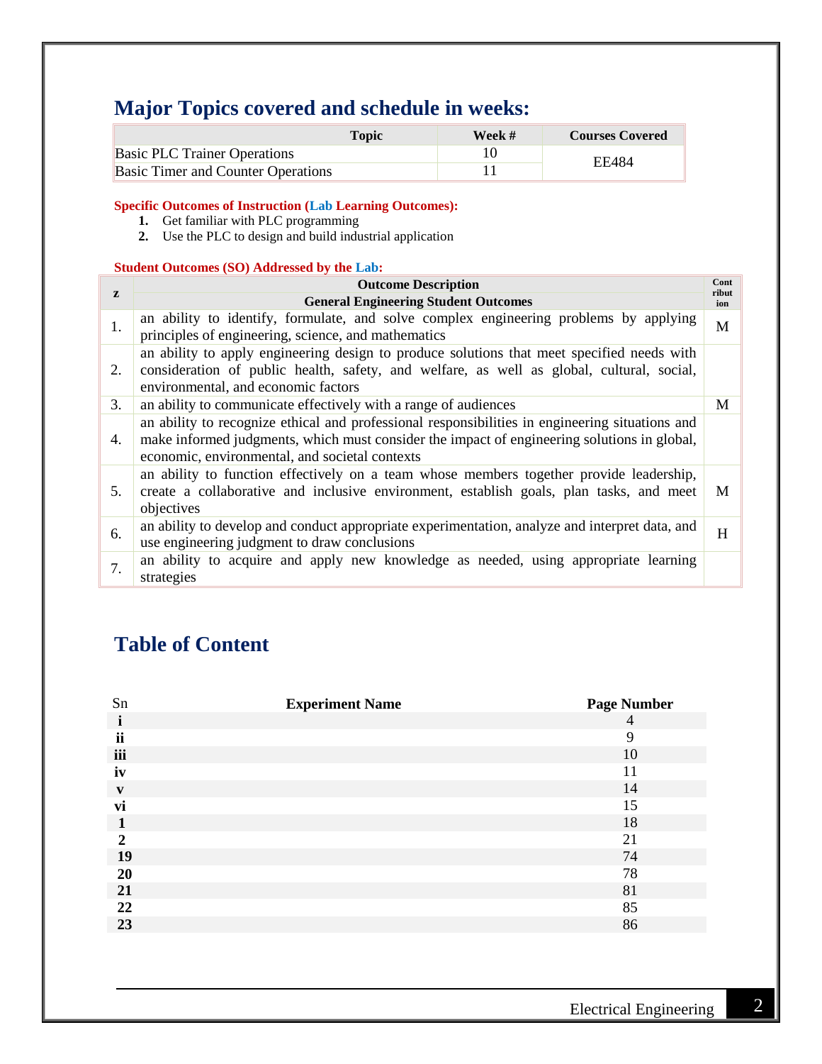## Major Topics covered and schedule in weeks:

| Topic | Week # | Courses Covered |
|---|---|---|
| Basic PLC Trainer Operations | 10 | EE484 |
| Basic Timer and Counter Operations | 11 | |

**Specific Outcomes of Instruction (Lab Learning Outcomes):**

1. Get familiar with PLC programming
2. Use the PLC to design and build industrial application

**Student Outcomes (SO) Addressed by the Lab:**

| z | Outcome Description<br>General Engineering Student Outcomes | Contribution |
|---|---|---|
| 1. | an ability to identify, formulate, and solve complex engineering problems by applying principles of engineering, science, and mathematics | M |
| 2. | an ability to apply engineering design to produce solutions that meet specified needs with consideration of public health, safety, and welfare, as well as global, cultural, social, environmental, and economic factors | |
| 3. | an ability to communicate effectively with a range of audiences | M |
| 4. | an ability to recognize ethical and professional responsibilities in engineering situations and make informed judgments, which must consider the impact of engineering solutions in global, economic, environmental, and societal contexts | |
| 5. | an ability to function effectively on a team whose members together provide leadership, create a collaborative and inclusive environment, establish goals, plan tasks, and meet objectives | M |
| 6. | an ability to develop and conduct appropriate experimentation, analyze and interpret data, and use engineering judgment to draw conclusions | H |
| 7. | an ability to acquire and apply new knowledge as needed, using appropriate learning strategies | |

## Table of Content

| Sn | Experiment Name | Page Number |
|---|---|---|
| **i** | | 4 |
| **ii** | | 9 |
| **iii** | | 10 |
| **iv** | | 11 |
| **v** | | 14 |
| **vi** | | 15 |
| **1** | | 18 |
| **2** | | 21 |
| **19** | | 74 |
| **20** | | 78 |
| **21** | | 81 |
| **22** | | 85 |
| **23** | | 86 |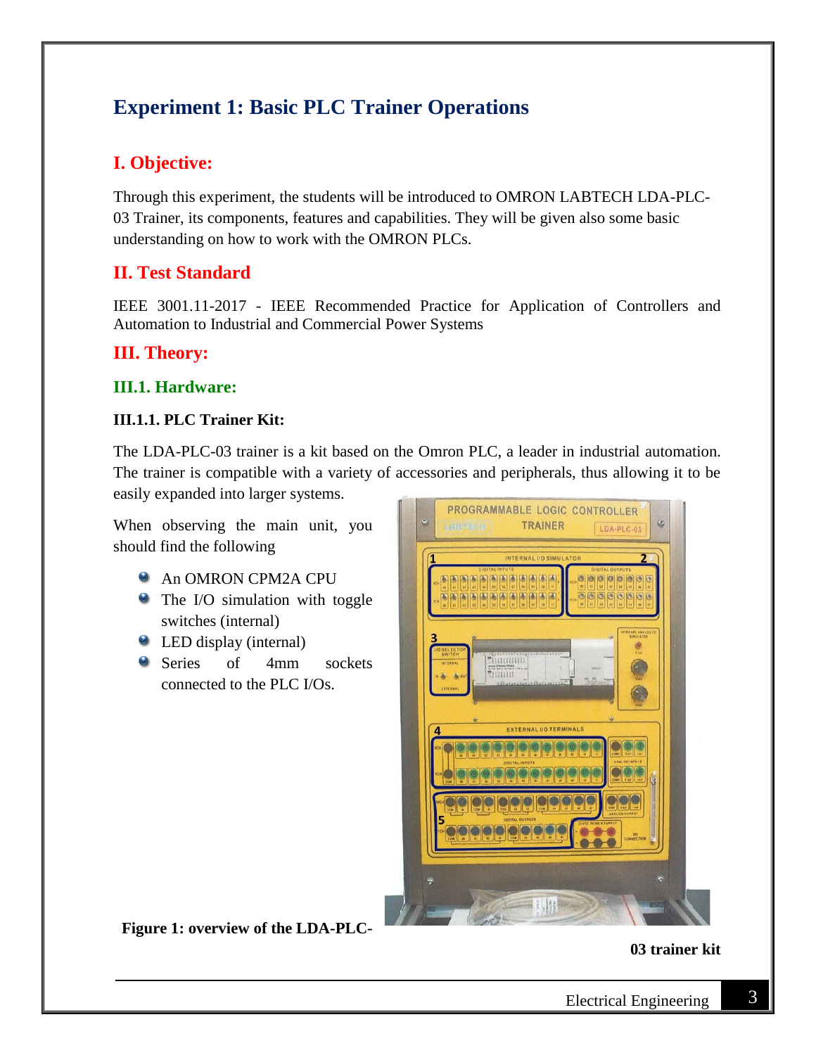# Experiment 1: Basic PLC Trainer Operations

## I. Objective:

Through this experiment, the students will be introduced to OMRON LABTECH LDA-PLC-03 Trainer, its components, features and capabilities. They will be given also some basic understanding on how to work with the OMRON PLCs.

## II. Test Standard

IEEE 3001.11-2017 - IEEE Recommended Practice for Application of Controllers and Automation to Industrial and Commercial Power Systems

## III. Theory:

### III.1. Hardware:

#### III.1.1. PLC Trainer Kit:

The LDA-PLC-03 trainer is a kit based on the Omron PLC, a leader in industrial automation. The trainer is compatible with a variety of accessories and peripherals, thus allowing it to be easily expanded into larger systems.

When observing the main unit, you should find the following

- An OMRON CPM2A CPU
- The I/O simulation with toggle switches (internal)
- LED display (internal)
- Series of 4mm sockets connected to the PLC I/Os.

**Figure 1: overview of the LDA-PLC-03 trainer kit**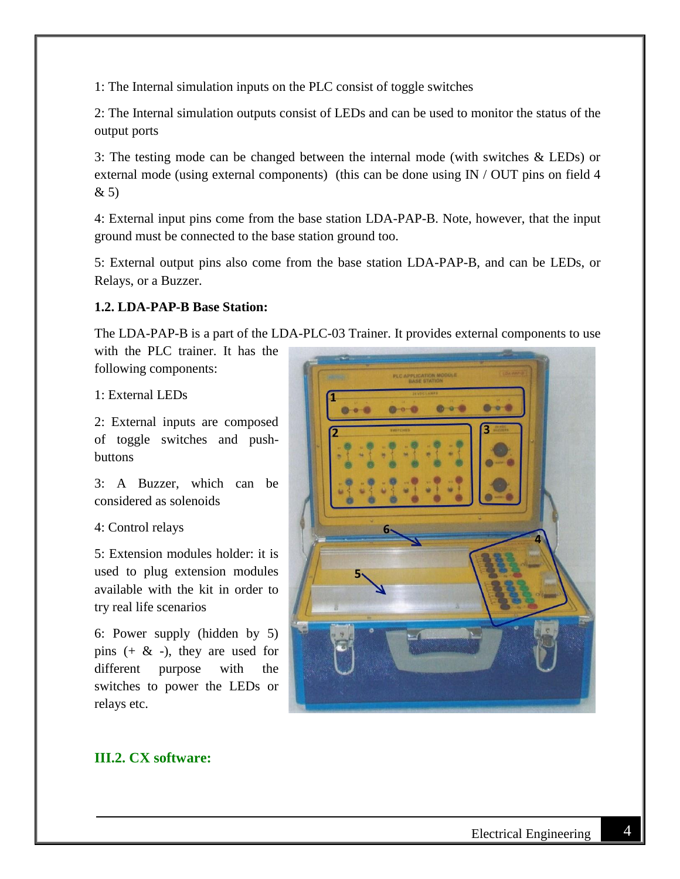1: The Internal simulation inputs on the PLC consist of toggle switches

2: The Internal simulation outputs consist of LEDs and can be used to monitor the status of the output ports

3: The testing mode can be changed between the internal mode (with switches & LEDs) or external mode (using external components) (this can be done using IN / OUT pins on field 4 & 5)

4: External input pins come from the base station LDA-PAP-B. Note, however, that the input ground must be connected to the base station ground too.

5: External output pins also come from the base station LDA-PAP-B, and can be LEDs, or Relays, or a Buzzer.

**1.2. LDA-PAP-B Base Station:**

The LDA-PAP-B is a part of the LDA-PLC-03 Trainer. It provides external components to use with the PLC trainer. It has the following components:

1: External LEDs

2: External inputs are composed of toggle switches and push-buttons

3: A Buzzer, which can be considered as solenoids

4: Control relays

5: Extension modules holder: it is used to plug extension modules available with the kit in order to try real life scenarios

6: Power supply (hidden by 5) pins (+ & -), they are used for different purpose with the switches to power the LEDs or relays etc.

## III.2. CX software: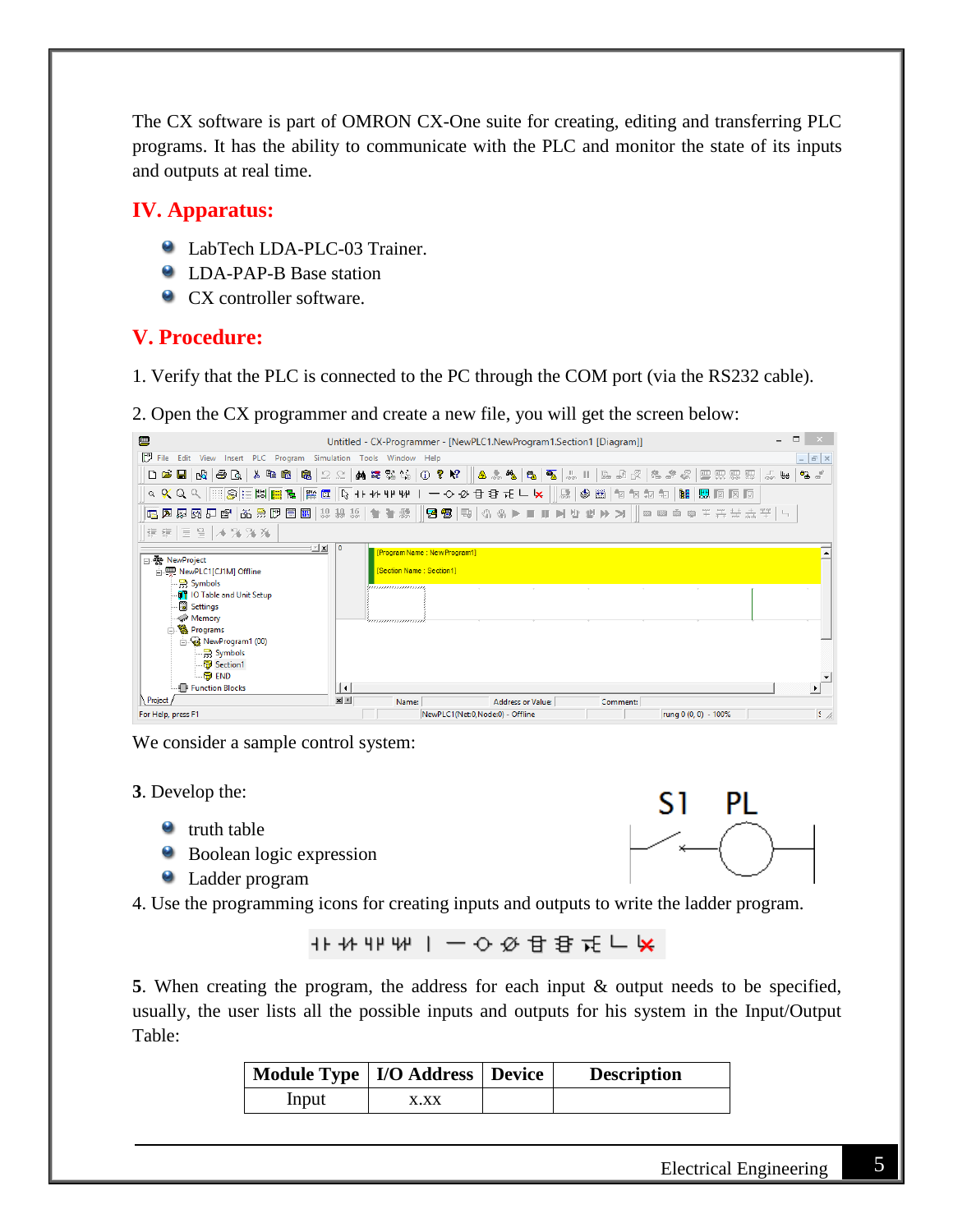The CX software is part of OMRON CX-One suite for creating, editing and transferring PLC programs. It has the ability to communicate with the PLC and monitor the state of its inputs and outputs at real time.

## IV. Apparatus:

- LabTech LDA-PLC-03 Trainer.
- LDA-PAP-B Base station
- CX controller software.

## V. Procedure:

1. Verify that the PLC is connected to the PC through the COM port (via the RS232 cable).

2. Open the CX programmer and create a new file, you will get the screen below:

We consider a sample control system:

**3**. Develop the:

- truth table
- Boolean logic expression
- Ladder program

4. Use the programming icons for creating inputs and outputs to write the ladder program.

**5**. When creating the program, the address for each input & output needs to be specified, usually, the user lists all the possible inputs and outputs for his system in the Input/Output Table:

| Module Type | I/O Address | Device | Description |
|---|---|---|---|
| Input | x.xx | | |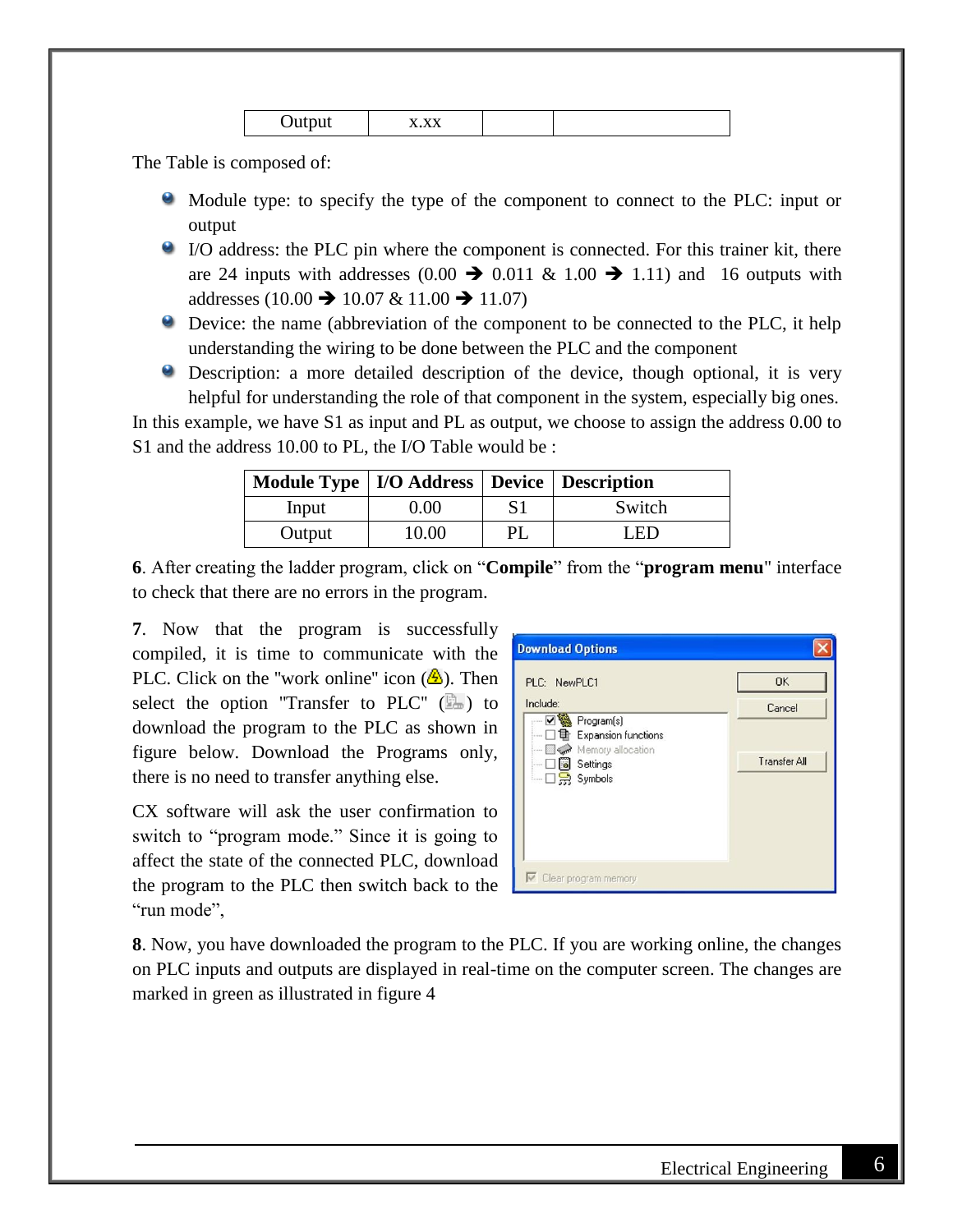| Output | x.xx | | |
|---|---|---|---|

The Table is composed of:

- Module type: to specify the type of the component to connect to the PLC: input or output
- I/O address: the PLC pin where the component is connected. For this trainer kit, there are 24 inputs with addresses (0.00 ➔ 0.011 & 1.00 ➔ 1.11) and 16 outputs with addresses (10.00 ➔ 10.07 & 11.00 ➔ 11.07)
- Device: the name (abbreviation of the component to be connected to the PLC, it help understanding the wiring to be done between the PLC and the component
- Description: a more detailed description of the device, though optional, it is very helpful for understanding the role of that component in the system, especially big ones.

In this example, we have S1 as input and PL as output, we choose to assign the address 0.00 to S1 and the address 10.00 to PL, the I/O Table would be :

| Module Type | I/O Address | Device | Description |
|---|---|---|---|
| Input | 0.00 | S1 | Switch |
| Output | 10.00 | PL | LED |

**6**. After creating the ladder program, click on "**Compile**" from the "**program menu**" interface to check that there are no errors in the program.

**7**. Now that the program is successfully compiled, it is time to communicate with the PLC. Click on the "work online" icon (⚠). Then select the option "Transfer to PLC" ( ) to download the program to the PLC as shown in figure below. Download the Programs only, there is no need to transfer anything else.

CX software will ask the user confirmation to switch to "program mode." Since it is going to affect the state of the connected PLC, download the program to the PLC then switch back to the "run mode",

**8**. Now, you have downloaded the program to the PLC. If you are working online, the changes on PLC inputs and outputs are displayed in real-time on the computer screen. The changes are marked in green as illustrated in figure 4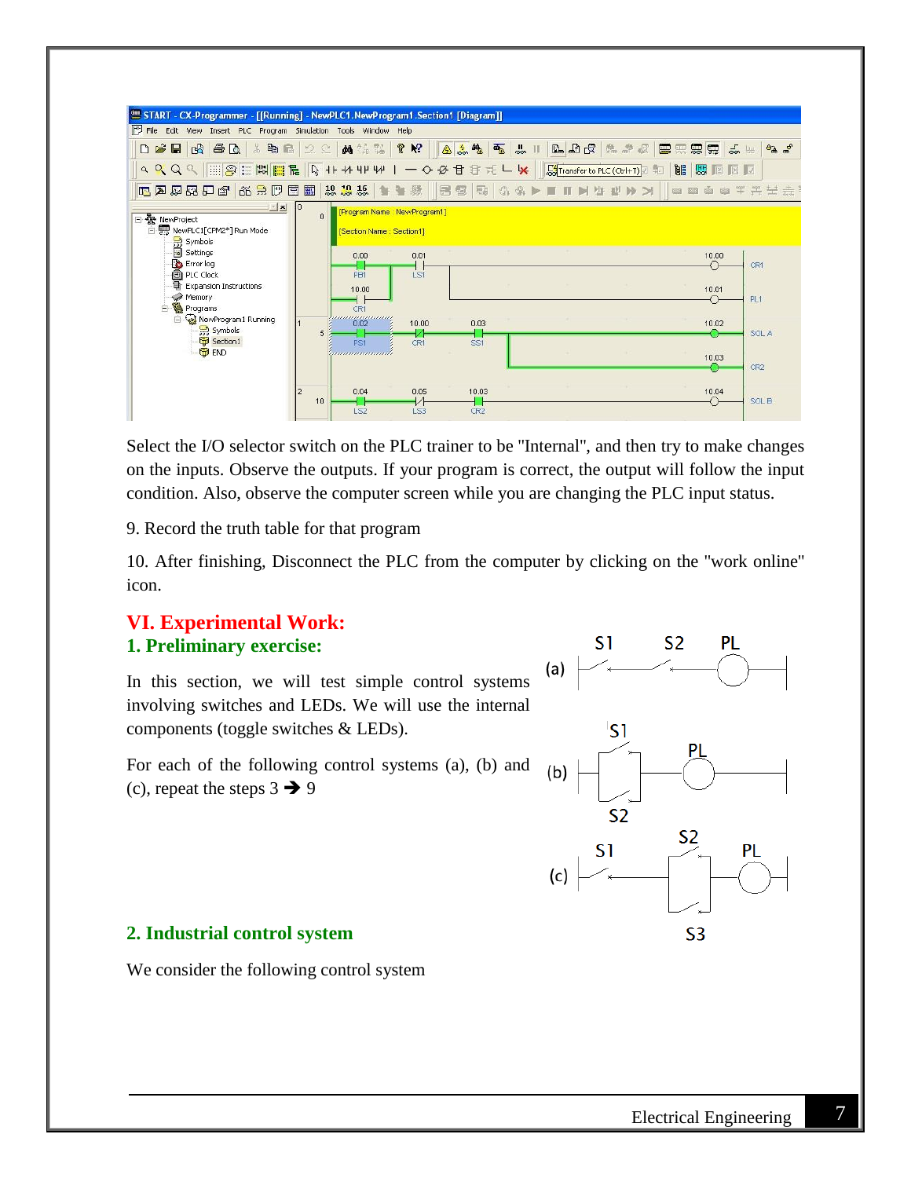Select the I/O selector switch on the PLC trainer to be "Internal", and then try to make changes on the inputs. Observe the outputs. If your program is correct, the output will follow the input condition. Also, observe the computer screen while you are changing the PLC input status.

9. Record the truth table for that program

10. After finishing, Disconnect the PLC from the computer by clicking on the "work online" icon.

## VI. Experimental Work:

### 1. Preliminary exercise:

In this section, we will test simple control systems involving switches and LEDs. We will use the internal components (toggle switches & LEDs).

For each of the following control systems (a), (b) and (c), repeat the steps 3 ➔ 9

### 2. Industrial control system

We consider the following control system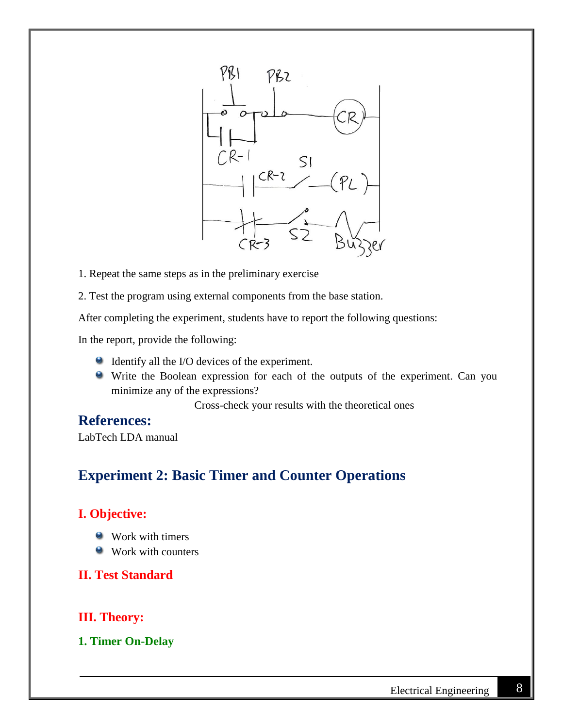1. Repeat the same steps as in the preliminary exercise

2. Test the program using external components from the base station.

After completing the experiment, students have to report the following questions:

In the report, provide the following:

- Identify all the I/O devices of the experiment.
- Write the Boolean expression for each of the outputs of the experiment. Can you minimize any of the expressions?

Cross-check your results with the theoretical ones

## References:

LabTech LDA manual

# Experiment 2: Basic Timer and Counter Operations

## I. Objective:

- Work with timers
- Work with counters

## II. Test Standard

## III. Theory:

### 1. Timer On-Delay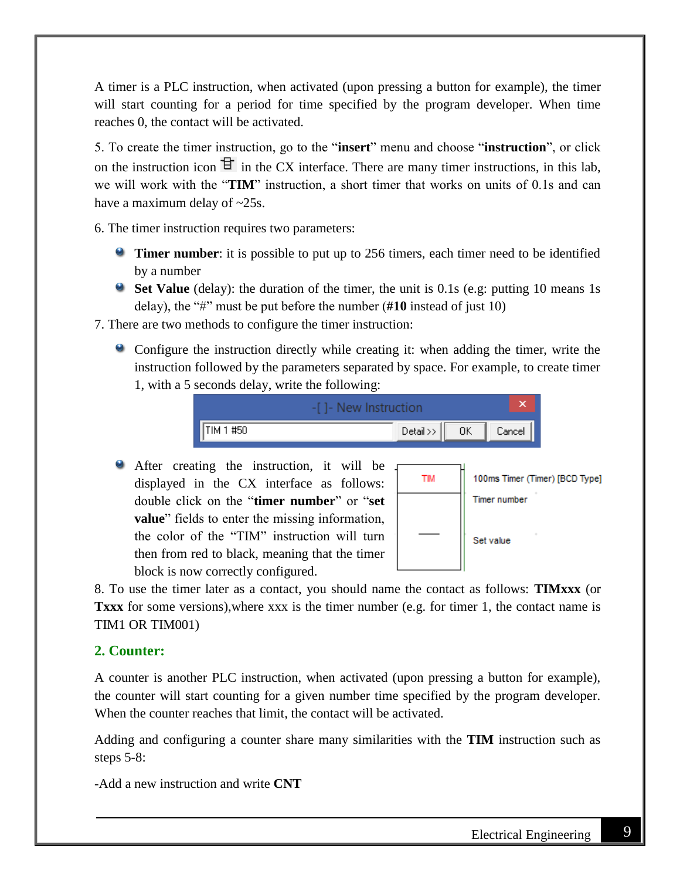A timer is a PLC instruction, when activated (upon pressing a button for example), the timer will start counting for a period for time specified by the program developer. When time reaches 0, the contact will be activated.

5. To create the timer instruction, go to the "**insert**" menu and choose "**instruction**", or click on the instruction icon in the CX interface. There are many timer instructions, in this lab, we will work with the "**TIM**" instruction, a short timer that works on units of 0.1s and can have a maximum delay of ~25s.

6. The timer instruction requires two parameters:

- **Timer number**: it is possible to put up to 256 timers, each timer need to be identified by a number
- **Set Value** (delay): the duration of the timer, the unit is 0.1s (e.g: putting 10 means 1s delay), the "#" must be put before the number (**#10** instead of just 10)

7. There are two methods to configure the timer instruction:

- Configure the instruction directly while creating it: when adding the timer, write the instruction followed by the parameters separated by space. For example, to create timer 1, with a 5 seconds delay, write the following:

```
-[ ]- New Instruction
TIM 1 #50        Detail >>   OK   Cancel
```

- After creating the instruction, it will be displayed in the CX interface as follows: double click on the "**timer number**" or "**set value**" fields to enter the missing information, the color of the "TIM" instruction will turn then from red to black, meaning that the timer block is now correctly configured.

```
TIM    100ms Timer (Timer) [BCD Type]
       Timer number
 —     Set value
```

8. To use the timer later as a contact, you should name the contact as follows: **TIMxxx** (or **Txxx** for some versions),where xxx is the timer number (e.g. for timer 1, the contact name is TIM1 OR TIM001)

## 2. Counter:

A counter is another PLC instruction, when activated (upon pressing a button for example), the counter will start counting for a given number time specified by the program developer. When the counter reaches that limit, the contact will be activated.

Adding and configuring a counter share many similarities with the **TIM** instruction such as steps 5-8:

-Add a new instruction and write **CNT**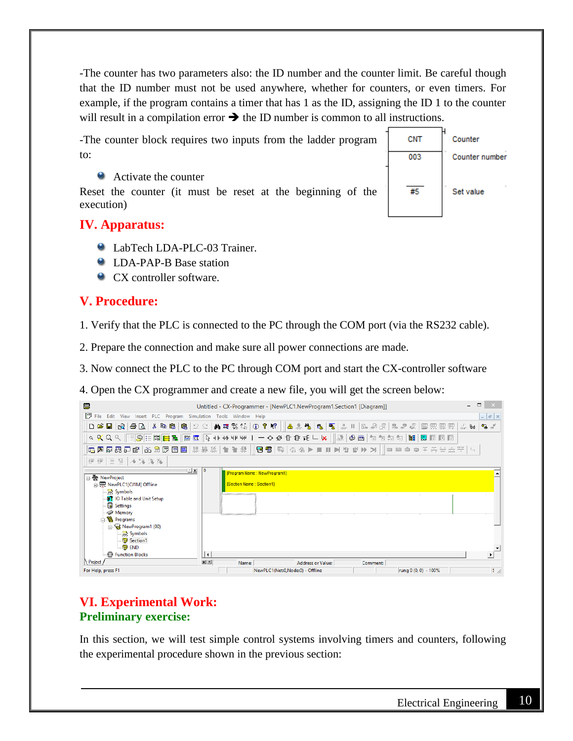-The counter has two parameters also: the ID number and the counter limit. Be careful though that the ID number must not be used anywhere, whether for counters, or even timers. For example, if the program contains a timer that has 1 as the ID, assigning the ID 1 to the counter will result in a compilation error ➔ the ID number is common to all instructions.

-The counter block requires two inputs from the ladder program to:

- Activate the counter

Reset the counter (it must be reset at the beginning of the execution)

| CNT | Counter |
|---|---|
| 003 | Counter number |
| #5 | Set value |

## IV. Apparatus:

- LabTech LDA-PLC-03 Trainer.
- LDA-PAP-B Base station
- CX controller software.

## V. Procedure:

1. Verify that the PLC is connected to the PC through the COM port (via the RS232 cable).
2. Prepare the connection and make sure all power connections are made.
3. Now connect the PLC to the PC through COM port and start the CX-controller software
4. Open the CX programmer and create a new file, you will get the screen below:

## VI. Experimental Work:

### Preliminary exercise:

In this section, we will test simple control systems involving timers and counters, following the experimental procedure shown in the previous section: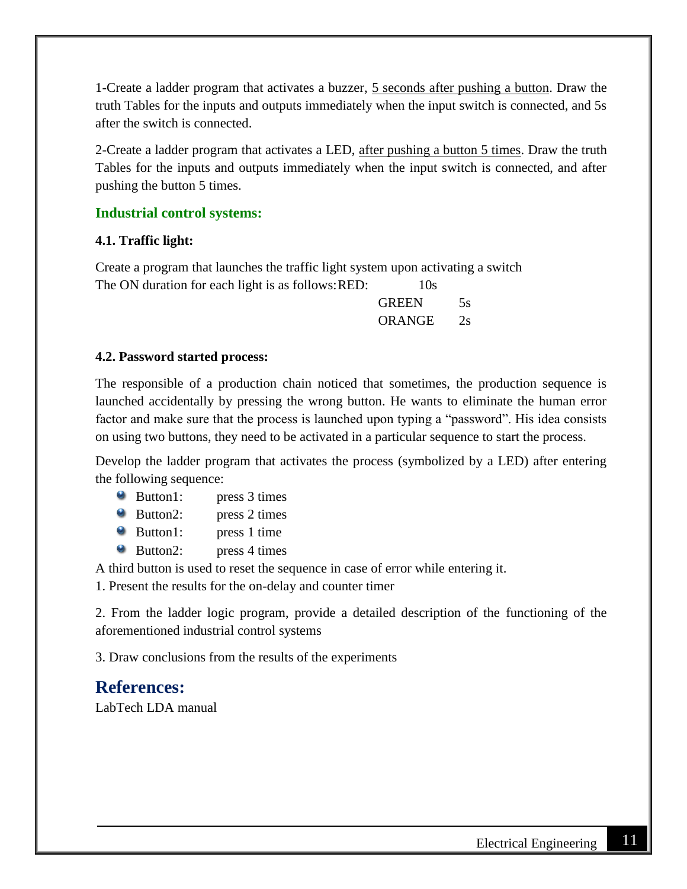1-Create a ladder program that activates a buzzer, <u>5 seconds after pushing a button</u>. Draw the truth Tables for the inputs and outputs immediately when the input switch is connected, and 5s after the switch is connected.

2-Create a ladder program that activates a LED, <u>after pushing a button 5 times</u>. Draw the truth Tables for the inputs and outputs immediately when the input switch is connected, and after pushing the button 5 times.

## Industrial control systems:

### 4.1. Traffic light:

Create a program that launches the traffic light system upon activating a switch

The ON duration for each light is as follows:

| | |
|---|---|
| RED: | 10s |
| GREEN | 5s |
| ORANGE | 2s |

### 4.2. Password started process:

The responsible of a production chain noticed that sometimes, the production sequence is launched accidentally by pressing the wrong button. He wants to eliminate the human error factor and make sure that the process is launched upon typing a "password". His idea consists on using two buttons, they need to be activated in a particular sequence to start the process.

Develop the ladder program that activates the process (symbolized by a LED) after entering the following sequence:

- Button1: press 3 times
- Button2: press 2 times
- Button1: press 1 time
- Button2: press 4 times

A third button is used to reset the sequence in case of error while entering it.

1. Present the results for the on-delay and counter timer

2. From the ladder logic program, provide a detailed description of the functioning of the aforementioned industrial control systems

3. Draw conclusions from the results of the experiments

# References:

LabTech LDA manual